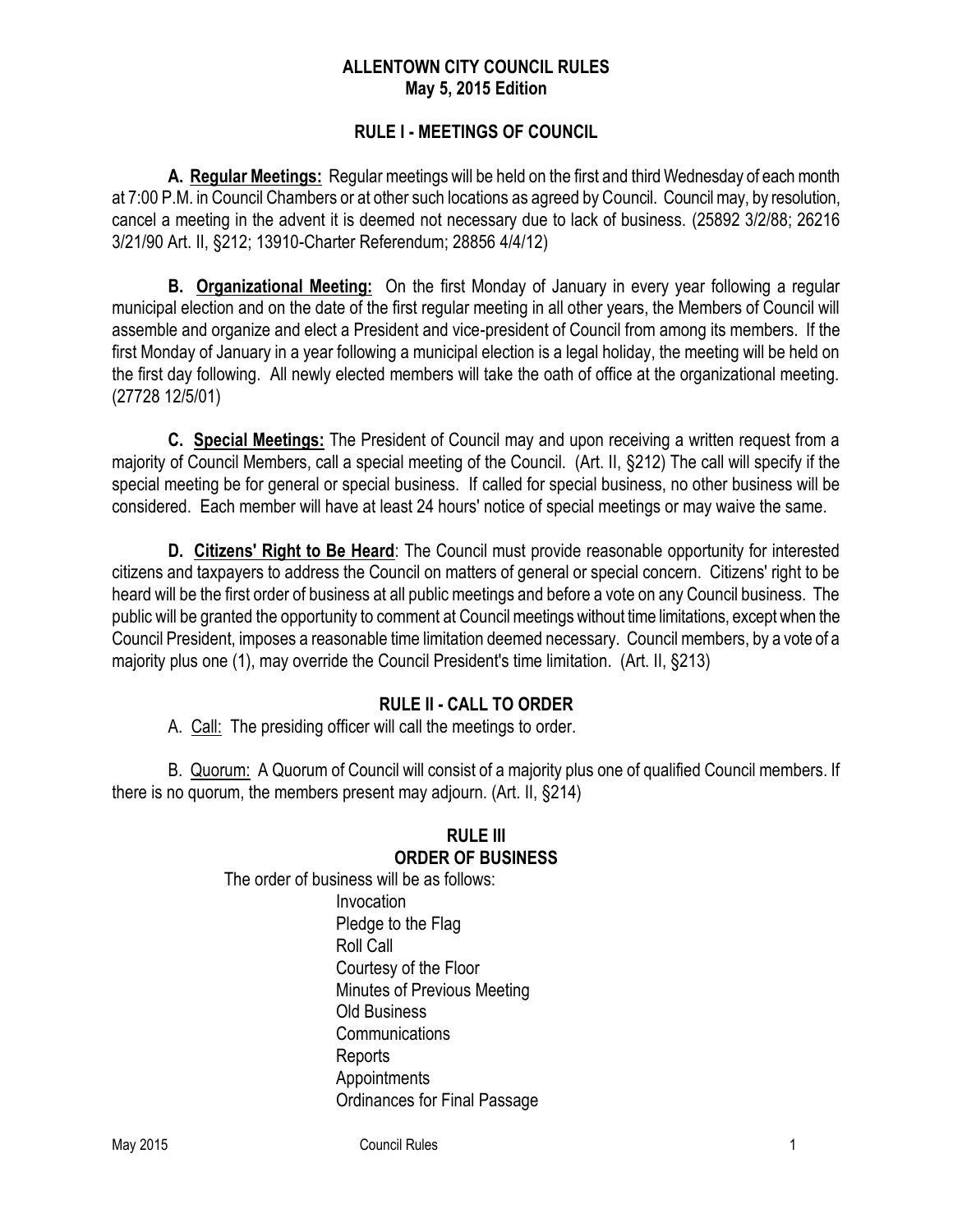# ALLENTOWN CITY COUNCIL RULES
## May 5, 2015 Edition

## RULE I - MEETINGS OF COUNCIL

**A. Regular Meetings:** Regular meetings will be held on the first and third Wednesday of each month at 7:00 P.M. in Council Chambers or at other such locations as agreed by Council. Council may, by resolution, cancel a meeting in the advent it is deemed not necessary due to lack of business. (25892 3/2/88; 26216 3/21/90 Art. II, §212; 13910-Charter Referendum; 28856 4/4/12)

**B. Organizational Meeting:** On the first Monday of January in every year following a regular municipal election and on the date of the first regular meeting in all other years, the Members of Council will assemble and organize and elect a President and vice-president of Council from among its members. If the first Monday of January in a year following a municipal election is a legal holiday, the meeting will be held on the first day following. All newly elected members will take the oath of office at the organizational meeting. (27728 12/5/01)

**C. Special Meetings:** The President of Council may and upon receiving a written request from a majority of Council Members, call a special meeting of the Council. (Art. II, §212) The call will specify if the special meeting be for general or special business. If called for special business, no other business will be considered. Each member will have at least 24 hours' notice of special meetings or may waive the same.

**D. Citizens' Right to Be Heard**: The Council must provide reasonable opportunity for interested citizens and taxpayers to address the Council on matters of general or special concern. Citizens' right to be heard will be the first order of business at all public meetings and before a vote on any Council business. The public will be granted the opportunity to comment at Council meetings without time limitations, except when the Council President, imposes a reasonable time limitation deemed necessary. Council members, by a vote of a majority plus one (1), may override the Council President's time limitation. (Art. II, §213)

## RULE II - CALL TO ORDER

A. Call: The presiding officer will call the meetings to order.

B. Quorum: A Quorum of Council will consist of a majority plus one of qualified Council members. If there is no quorum, the members present may adjourn. (Art. II, §214)

## RULE III
## ORDER OF BUSINESS

The order of business will be as follows:

- Invocation
- Pledge to the Flag
- Roll Call
- Courtesy of the Floor
- Minutes of Previous Meeting
- Old Business
- Communications
- Reports
- Appointments
- Ordinances for Final Passage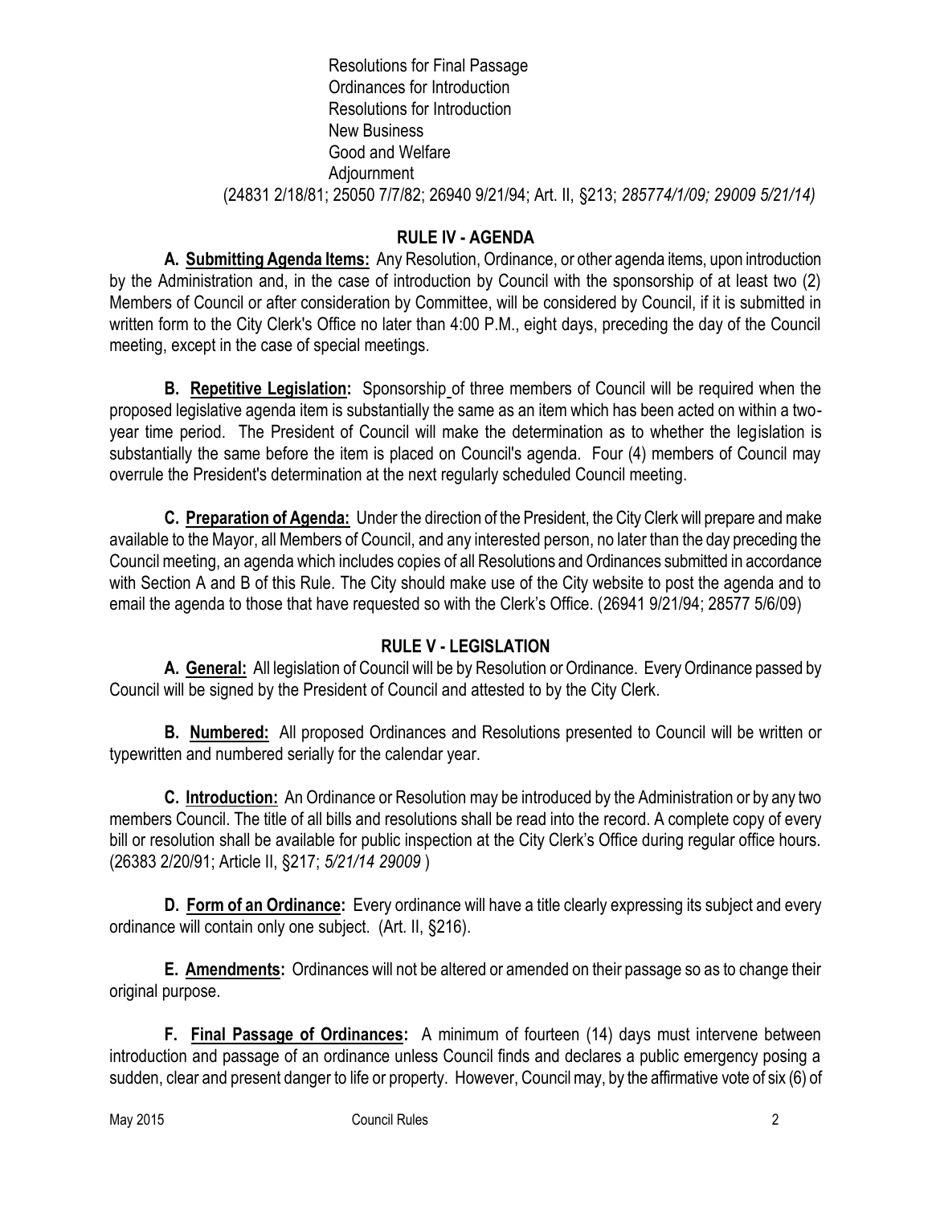Resolutions for Final Passage
Ordinances for Introduction
Resolutions for Introduction
New Business
Good and Welfare
Adjournment
(24831 2/18/81; 25050 7/7/82; 26940 9/21/94; Art. II, §213; *285774/1/09; 29009 5/21/14)*

## RULE IV - AGENDA

**A. Submitting Agenda Items:** Any Resolution, Ordinance, or other agenda items, upon introduction by the Administration and, in the case of introduction by Council with the sponsorship of at least two (2) Members of Council or after consideration by Committee, will be considered by Council, if it is submitted in written form to the City Clerk's Office no later than 4:00 P.M., eight days, preceding the day of the Council meeting, except in the case of special meetings.

**B. Repetitive Legislation:** Sponsorship of three members of Council will be required when the proposed legislative agenda item is substantially the same as an item which has been acted on within a two-year time period. The President of Council will make the determination as to whether the legislation is substantially the same before the item is placed on Council's agenda. Four (4) members of Council may overrule the President's determination at the next regularly scheduled Council meeting.

**C. Preparation of Agenda:** Under the direction of the President, the City Clerk will prepare and make available to the Mayor, all Members of Council, and any interested person, no later than the day preceding the Council meeting, an agenda which includes copies of all Resolutions and Ordinances submitted in accordance with Section A and B of this Rule. The City should make use of the City website to post the agenda and to email the agenda to those that have requested so with the Clerk's Office. (26941 9/21/94; 28577 5/6/09)

## RULE V - LEGISLATION

**A. General:** All legislation of Council will be by Resolution or Ordinance. Every Ordinance passed by Council will be signed by the President of Council and attested to by the City Clerk.

**B. Numbered:** All proposed Ordinances and Resolutions presented to Council will be written or typewritten and numbered serially for the calendar year.

**C. Introduction:** An Ordinance or Resolution may be introduced by the Administration or by any two members Council. The title of all bills and resolutions shall be read into the record. A complete copy of every bill or resolution shall be available for public inspection at the City Clerk's Office during regular office hours. (26383 2/20/91; Article II, §217; *5/21/14 29009* )

**D. Form of an Ordinance:** Every ordinance will have a title clearly expressing its subject and every ordinance will contain only one subject. (Art. II, §216).

**E. Amendments:** Ordinances will not be altered or amended on their passage so as to change their original purpose.

**F. Final Passage of Ordinances:** A minimum of fourteen (14) days must intervene between introduction and passage of an ordinance unless Council finds and declares a public emergency posing a sudden, clear and present danger to life or property. However, Council may, by the affirmative vote of six (6) of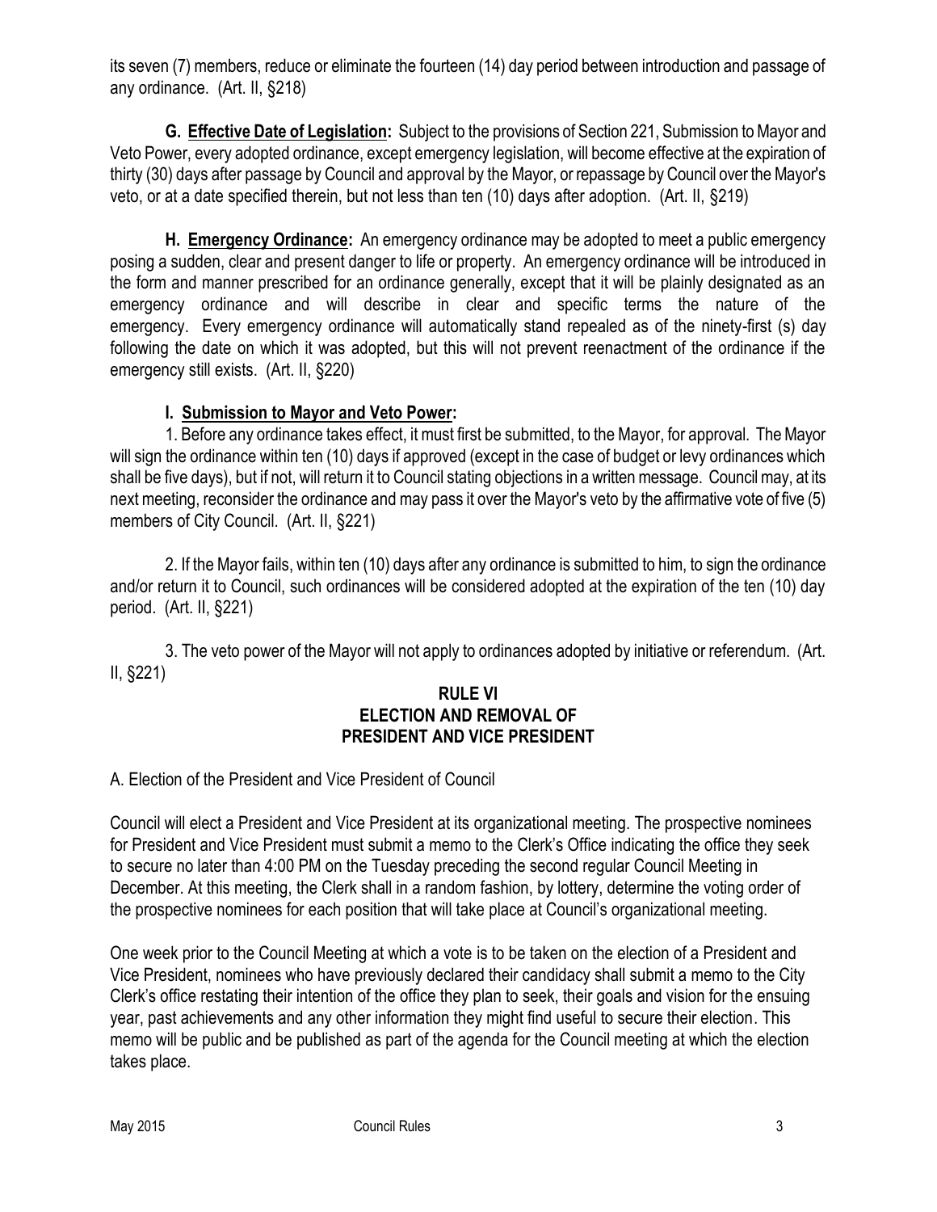its seven (7) members, reduce or eliminate the fourteen (14) day period between introduction and passage of any ordinance. (Art. II, §218)

**G. Effective Date of Legislation:** Subject to the provisions of Section 221, Submission to Mayor and Veto Power, every adopted ordinance, except emergency legislation, will become effective at the expiration of thirty (30) days after passage by Council and approval by the Mayor, or repassage by Council over the Mayor's veto, or at a date specified therein, but not less than ten (10) days after adoption. (Art. II, §219)

**H. Emergency Ordinance:** An emergency ordinance may be adopted to meet a public emergency posing a sudden, clear and present danger to life or property. An emergency ordinance will be introduced in the form and manner prescribed for an ordinance generally, except that it will be plainly designated as an emergency ordinance and will describe in clear and specific terms the nature of the emergency. Every emergency ordinance will automatically stand repealed as of the ninety-first (s) day following the date on which it was adopted, but this will not prevent reenactment of the ordinance if the emergency still exists. (Art. II, §220)

**I. Submission to Mayor and Veto Power:**

1. Before any ordinance takes effect, it must first be submitted, to the Mayor, for approval. The Mayor will sign the ordinance within ten (10) days if approved (except in the case of budget or levy ordinances which shall be five days), but if not, will return it to Council stating objections in a written message. Council may, at its next meeting, reconsider the ordinance and may pass it over the Mayor's veto by the affirmative vote of five (5) members of City Council. (Art. II, §221)

2. If the Mayor fails, within ten (10) days after any ordinance is submitted to him, to sign the ordinance and/or return it to Council, such ordinances will be considered adopted at the expiration of the ten (10) day period. (Art. II, §221)

3. The veto power of the Mayor will not apply to ordinances adopted by initiative or referendum. (Art. II, §221)

## RULE VI
## ELECTION AND REMOVAL OF PRESIDENT AND VICE PRESIDENT

A. Election of the President and Vice President of Council

Council will elect a President and Vice President at its organizational meeting. The prospective nominees for President and Vice President must submit a memo to the Clerk's Office indicating the office they seek to secure no later than 4:00 PM on the Tuesday preceding the second regular Council Meeting in December. At this meeting, the Clerk shall in a random fashion, by lottery, determine the voting order of the prospective nominees for each position that will take place at Council's organizational meeting.

One week prior to the Council Meeting at which a vote is to be taken on the election of a President and Vice President, nominees who have previously declared their candidacy shall submit a memo to the City Clerk's office restating their intention of the office they plan to seek, their goals and vision for the ensuing year, past achievements and any other information they might find useful to secure their election. This memo will be public and be published as part of the agenda for the Council meeting at which the election takes place.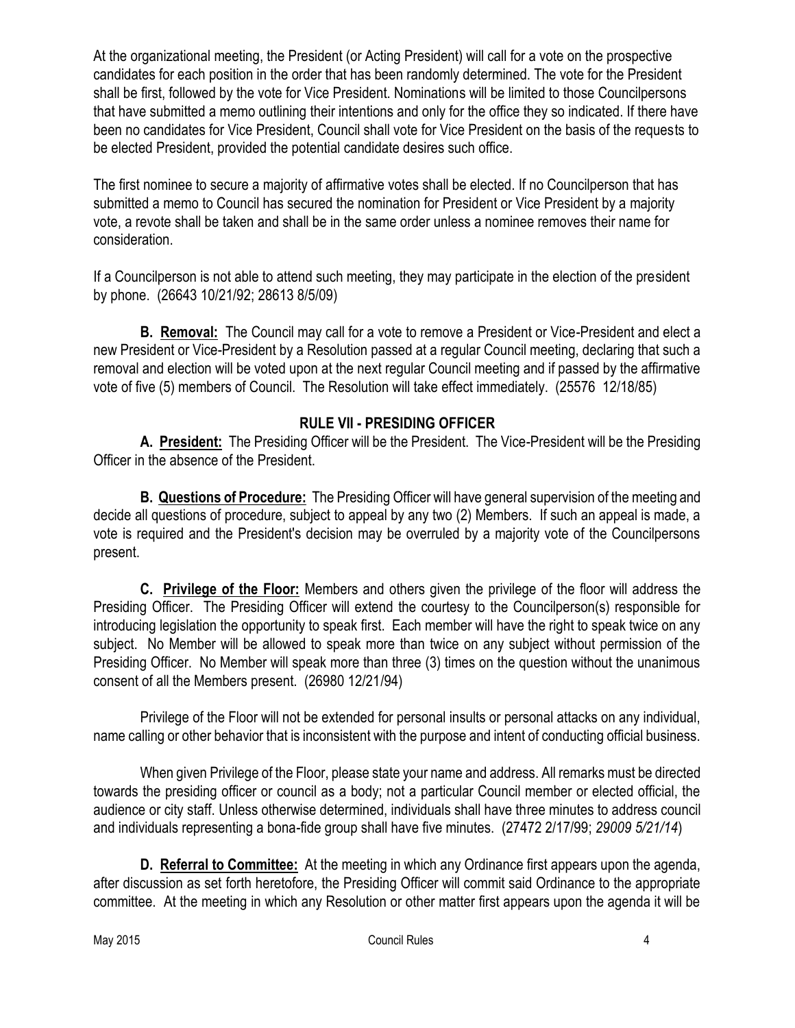At the organizational meeting, the President (or Acting President) will call for a vote on the prospective candidates for each position in the order that has been randomly determined. The vote for the President shall be first, followed by the vote for Vice President. Nominations will be limited to those Councilpersons that have submitted a memo outlining their intentions and only for the office they so indicated. If there have been no candidates for Vice President, Council shall vote for Vice President on the basis of the requests to be elected President, provided the potential candidate desires such office.

The first nominee to secure a majority of affirmative votes shall be elected. If no Councilperson that has submitted a memo to Council has secured the nomination for President or Vice President by a majority vote, a revote shall be taken and shall be in the same order unless a nominee removes their name for consideration.

If a Councilperson is not able to attend such meeting, they may participate in the election of the president by phone. (26643 10/21/92; 28613 8/5/09)

**B. Removal:** The Council may call for a vote to remove a President or Vice-President and elect a new President or Vice-President by a Resolution passed at a regular Council meeting, declaring that such a removal and election will be voted upon at the next regular Council meeting and if passed by the affirmative vote of five (5) members of Council. The Resolution will take effect immediately. (25576 12/18/85)

## RULE VII - PRESIDING OFFICER

**A. President:** The Presiding Officer will be the President. The Vice-President will be the Presiding Officer in the absence of the President.

**B. Questions of Procedure:** The Presiding Officer will have general supervision of the meeting and decide all questions of procedure, subject to appeal by any two (2) Members. If such an appeal is made, a vote is required and the President's decision may be overruled by a majority vote of the Councilpersons present.

**C. Privilege of the Floor:** Members and others given the privilege of the floor will address the Presiding Officer. The Presiding Officer will extend the courtesy to the Councilperson(s) responsible for introducing legislation the opportunity to speak first. Each member will have the right to speak twice on any subject. No Member will be allowed to speak more than twice on any subject without permission of the Presiding Officer. No Member will speak more than three (3) times on the question without the unanimous consent of all the Members present. (26980 12/21/94)

Privilege of the Floor will not be extended for personal insults or personal attacks on any individual, name calling or other behavior that is inconsistent with the purpose and intent of conducting official business.

When given Privilege of the Floor, please state your name and address. All remarks must be directed towards the presiding officer or council as a body; not a particular Council member or elected official, the audience or city staff. Unless otherwise determined, individuals shall have three minutes to address council and individuals representing a bona-fide group shall have five minutes. (27472 2/17/99; *29009 5/21/14*)

**D. Referral to Committee:** At the meeting in which any Ordinance first appears upon the agenda, after discussion as set forth heretofore, the Presiding Officer will commit said Ordinance to the appropriate committee. At the meeting in which any Resolution or other matter first appears upon the agenda it will be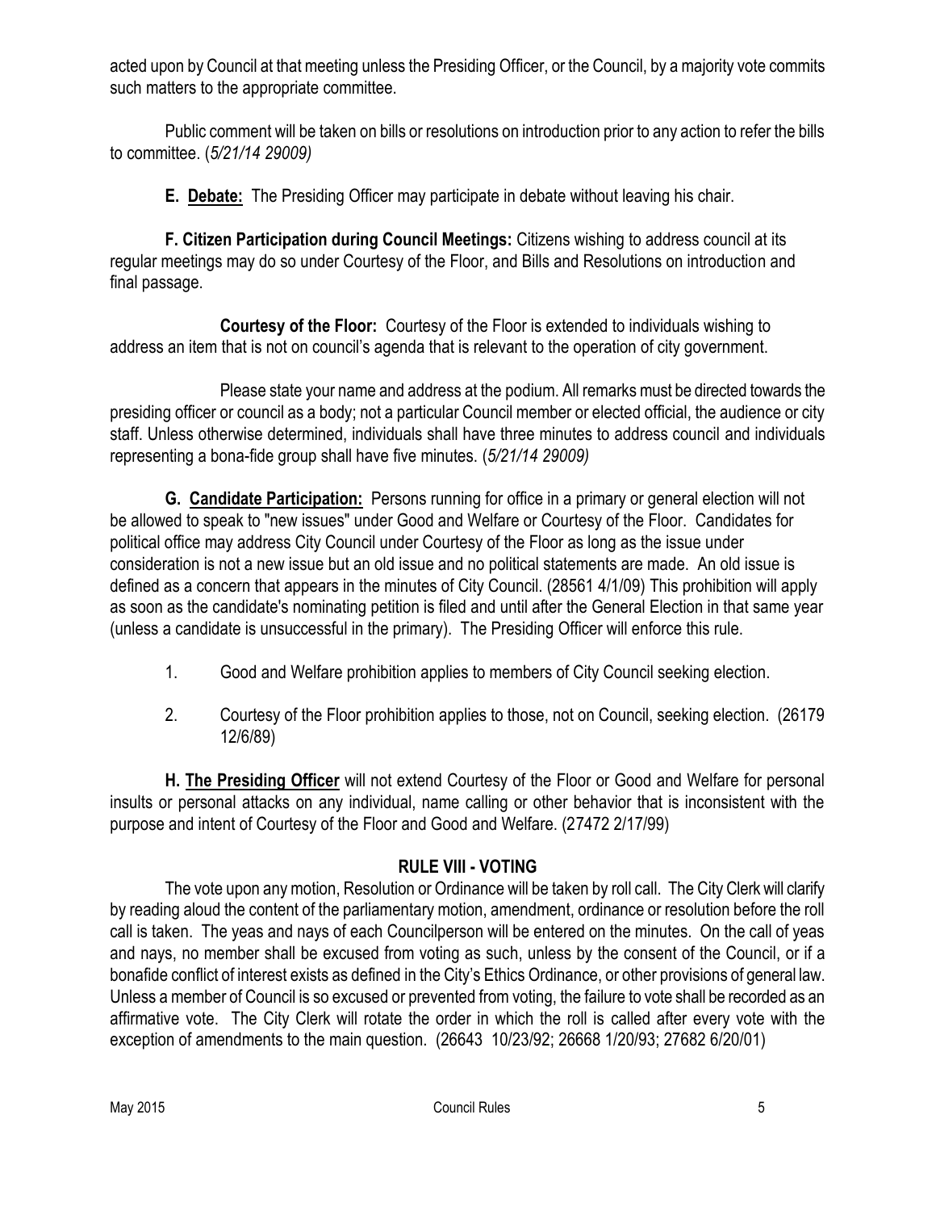acted upon by Council at that meeting unless the Presiding Officer, or the Council, by a majority vote commits such matters to the appropriate committee.

Public comment will be taken on bills or resolutions on introduction prior to any action to refer the bills to committee. (*5/21/14 29009)*

**E. Debate:** The Presiding Officer may participate in debate without leaving his chair.

**F. Citizen Participation during Council Meetings:** Citizens wishing to address council at its regular meetings may do so under Courtesy of the Floor, and Bills and Resolutions on introduction and final passage.

**Courtesy of the Floor:** Courtesy of the Floor is extended to individuals wishing to address an item that is not on council's agenda that is relevant to the operation of city government.

Please state your name and address at the podium. All remarks must be directed towards the presiding officer or council as a body; not a particular Council member or elected official, the audience or city staff. Unless otherwise determined, individuals shall have three minutes to address council and individuals representing a bona-fide group shall have five minutes. (*5/21/14 29009)*

**G. Candidate Participation:** Persons running for office in a primary or general election will not be allowed to speak to "new issues" under Good and Welfare or Courtesy of the Floor. Candidates for political office may address City Council under Courtesy of the Floor as long as the issue under consideration is not a new issue but an old issue and no political statements are made. An old issue is defined as a concern that appears in the minutes of City Council. (28561 4/1/09) This prohibition will apply as soon as the candidate's nominating petition is filed and until after the General Election in that same year (unless a candidate is unsuccessful in the primary). The Presiding Officer will enforce this rule.

1. Good and Welfare prohibition applies to members of City Council seeking election.
2. Courtesy of the Floor prohibition applies to those, not on Council, seeking election. (26179 12/6/89)

**H. The Presiding Officer** will not extend Courtesy of the Floor or Good and Welfare for personal insults or personal attacks on any individual, name calling or other behavior that is inconsistent with the purpose and intent of Courtesy of the Floor and Good and Welfare. (27472 2/17/99)

## RULE VIII - VOTING

The vote upon any motion, Resolution or Ordinance will be taken by roll call. The City Clerk will clarify by reading aloud the content of the parliamentary motion, amendment, ordinance or resolution before the roll call is taken. The yeas and nays of each Councilperson will be entered on the minutes. On the call of yeas and nays, no member shall be excused from voting as such, unless by the consent of the Council, or if a bonafide conflict of interest exists as defined in the City's Ethics Ordinance, or other provisions of general law. Unless a member of Council is so excused or prevented from voting, the failure to vote shall be recorded as an affirmative vote. The City Clerk will rotate the order in which the roll is called after every vote with the exception of amendments to the main question. (26643 10/23/92; 26668 1/20/93; 27682 6/20/01)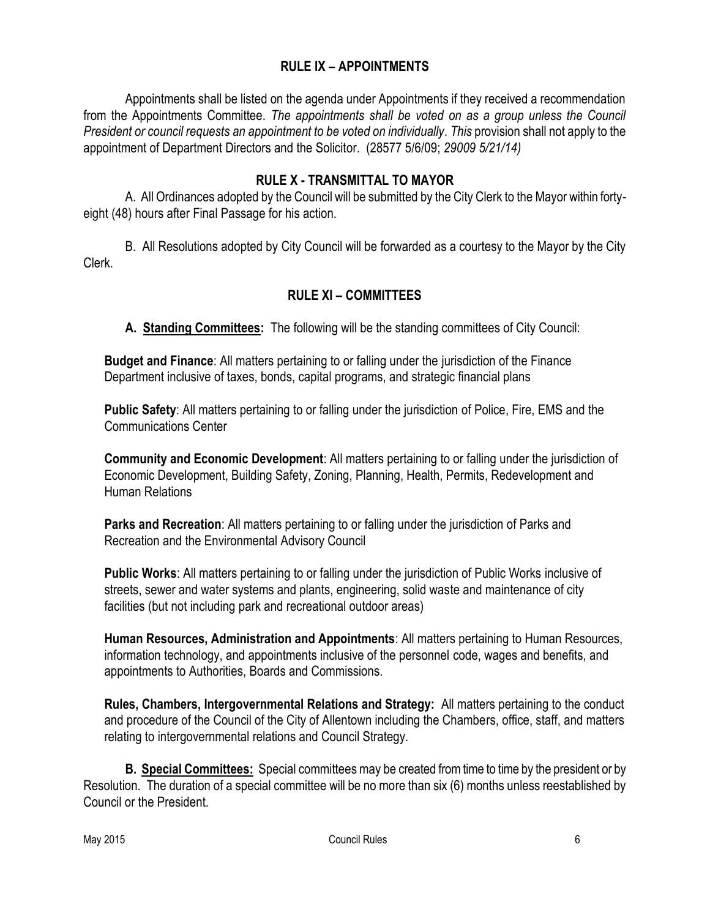## RULE IX – APPOINTMENTS

Appointments shall be listed on the agenda under Appointments if they received a recommendation from the Appointments Committee. *The appointments shall be voted on as a group unless the Council President or council requests an appointment to be voted on individually*. *This* provision shall not apply to the appointment of Department Directors and the Solicitor. (28577 5/6/09; *29009 5/21/14)*

## RULE X - TRANSMITTAL TO MAYOR

A. All Ordinances adopted by the Council will be submitted by the City Clerk to the Mayor within forty-eight (48) hours after Final Passage for his action.

B. All Resolutions adopted by City Council will be forwarded as a courtesy to the Mayor by the City Clerk.

## RULE XI – COMMITTEES

**A. <u>Standing Committees:</u>** The following will be the standing committees of City Council:

**Budget and Finance**: All matters pertaining to or falling under the jurisdiction of the Finance Department inclusive of taxes, bonds, capital programs, and strategic financial plans

**Public Safety**: All matters pertaining to or falling under the jurisdiction of Police, Fire, EMS and the Communications Center

**Community and Economic Development**: All matters pertaining to or falling under the jurisdiction of Economic Development, Building Safety, Zoning, Planning, Health, Permits, Redevelopment and Human Relations

**Parks and Recreation**: All matters pertaining to or falling under the jurisdiction of Parks and Recreation and the Environmental Advisory Council

**Public Works**: All matters pertaining to or falling under the jurisdiction of Public Works inclusive of streets, sewer and water systems and plants, engineering, solid waste and maintenance of city facilities (but not including park and recreational outdoor areas)

**Human Resources, Administration and Appointments**: All matters pertaining to Human Resources, information technology, and appointments inclusive of the personnel code, wages and benefits, and appointments to Authorities, Boards and Commissions.

**Rules, Chambers, Intergovernmental Relations and Strategy:** All matters pertaining to the conduct and procedure of the Council of the City of Allentown including the Chambers, office, staff, and matters relating to intergovernmental relations and Council Strategy.

**B. <u>Special Committees:</u>** Special committees may be created from time to time by the president or by Resolution. The duration of a special committee will be no more than six (6) months unless reestablished by Council or the President.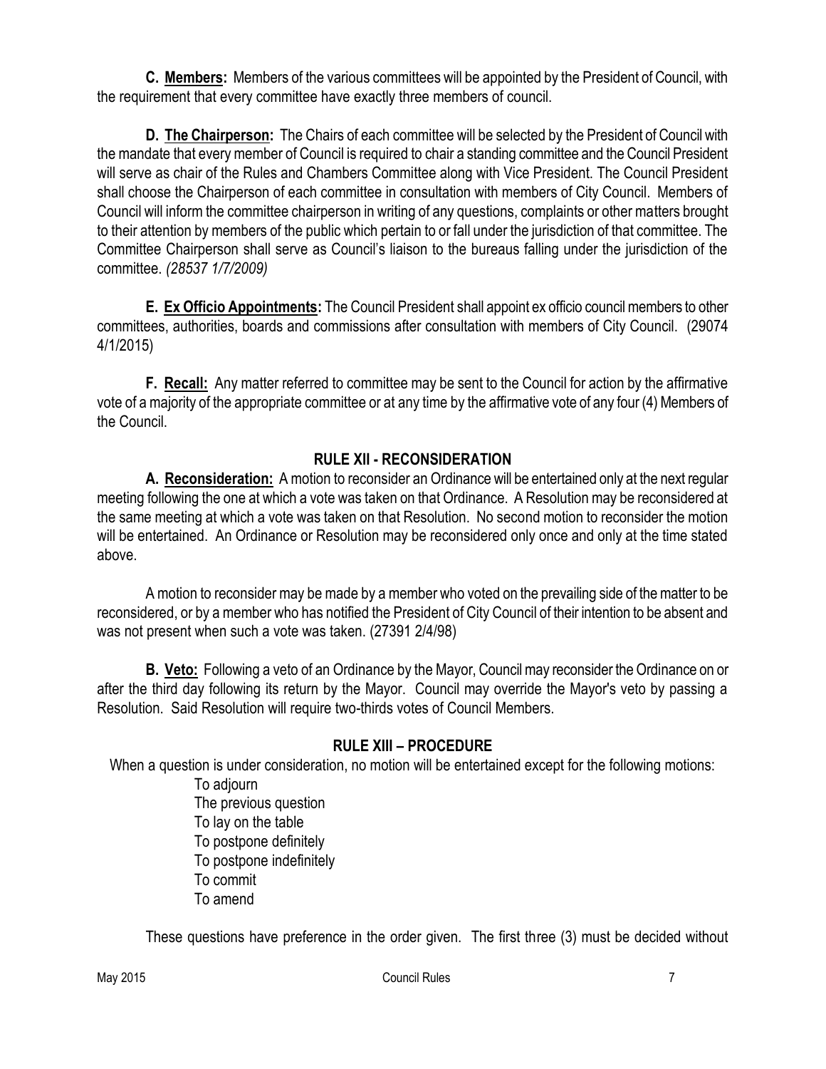**C. <u>Members</u>:** Members of the various committees will be appointed by the President of Council, with the requirement that every committee have exactly three members of council.

**D. <u>The Chairperson</u>:** The Chairs of each committee will be selected by the President of Council with the mandate that every member of Council is required to chair a standing committee and the Council President will serve as chair of the Rules and Chambers Committee along with Vice President. The Council President shall choose the Chairperson of each committee in consultation with members of City Council. Members of Council will inform the committee chairperson in writing of any questions, complaints or other matters brought to their attention by members of the public which pertain to or fall under the jurisdiction of that committee. The Committee Chairperson shall serve as Council's liaison to the bureaus falling under the jurisdiction of the committee. *(28537 1/7/2009)*

**E. <u>Ex Officio Appointments</u>:** The Council President shall appoint ex officio council members to other committees, authorities, boards and commissions after consultation with members of City Council. (29074 4/1/2015)

**F. <u>Recall</u>:** Any matter referred to committee may be sent to the Council for action by the affirmative vote of a majority of the appropriate committee or at any time by the affirmative vote of any four (4) Members of the Council.

## RULE XII - RECONSIDERATION

**A. <u>Reconsideration</u>:** A motion to reconsider an Ordinance will be entertained only at the next regular meeting following the one at which a vote was taken on that Ordinance. A Resolution may be reconsidered at the same meeting at which a vote was taken on that Resolution. No second motion to reconsider the motion will be entertained. An Ordinance or Resolution may be reconsidered only once and only at the time stated above.

A motion to reconsider may be made by a member who voted on the prevailing side of the matter to be reconsidered, or by a member who has notified the President of City Council of their intention to be absent and was not present when such a vote was taken. (27391 2/4/98)

**B. <u>Veto</u>:** Following a veto of an Ordinance by the Mayor, Council may reconsider the Ordinance on or after the third day following its return by the Mayor. Council may override the Mayor's veto by passing a Resolution. Said Resolution will require two-thirds votes of Council Members.

## RULE XIII – PROCEDURE

When a question is under consideration, no motion will be entertained except for the following motions:

- To adjourn
- The previous question
- To lay on the table
- To postpone definitely
- To postpone indefinitely
- To commit
- To amend

These questions have preference in the order given. The first three (3) must be decided without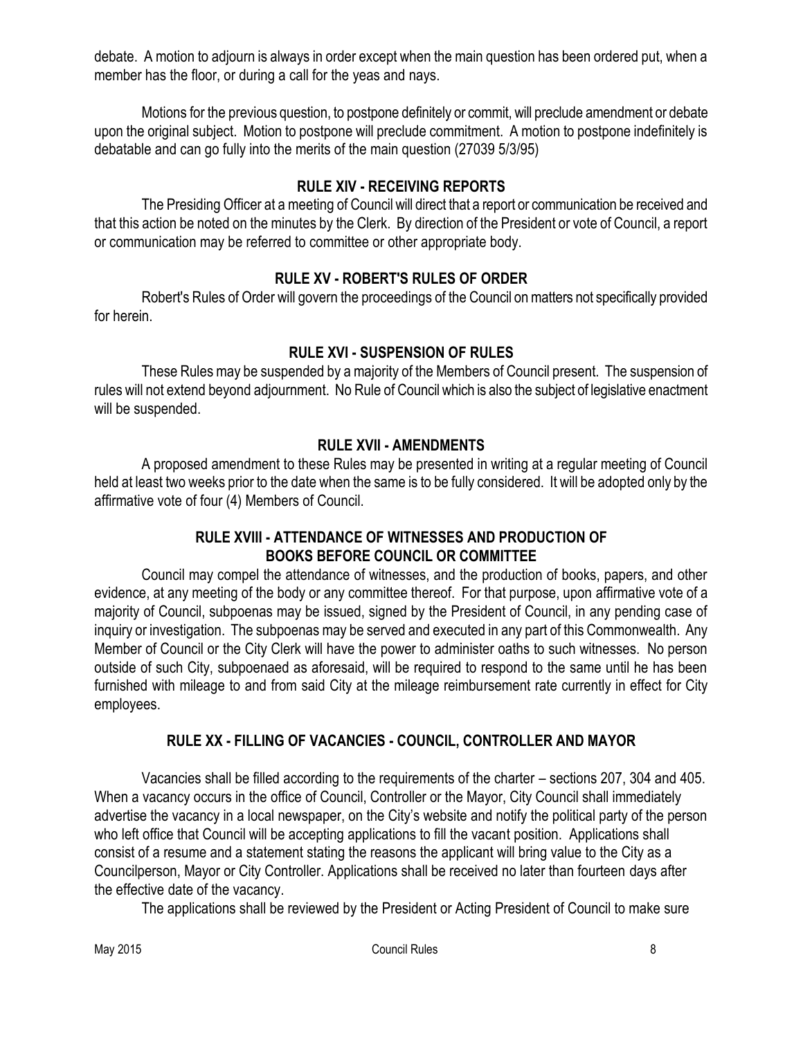debate. A motion to adjourn is always in order except when the main question has been ordered put, when a member has the floor, or during a call for the yeas and nays.

Motions for the previous question, to postpone definitely or commit, will preclude amendment or debate upon the original subject. Motion to postpone will preclude commitment. A motion to postpone indefinitely is debatable and can go fully into the merits of the main question (27039 5/3/95)

## RULE XIV - RECEIVING REPORTS

The Presiding Officer at a meeting of Council will direct that a report or communication be received and that this action be noted on the minutes by the Clerk. By direction of the President or vote of Council, a report or communication may be referred to committee or other appropriate body.

## RULE XV - ROBERT'S RULES OF ORDER

Robert's Rules of Order will govern the proceedings of the Council on matters not specifically provided for herein.

## RULE XVI - SUSPENSION OF RULES

These Rules may be suspended by a majority of the Members of Council present. The suspension of rules will not extend beyond adjournment. No Rule of Council which is also the subject of legislative enactment will be suspended.

## RULE XVII - AMENDMENTS

A proposed amendment to these Rules may be presented in writing at a regular meeting of Council held at least two weeks prior to the date when the same is to be fully considered. It will be adopted only by the affirmative vote of four (4) Members of Council.

## RULE XVIII - ATTENDANCE OF WITNESSES AND PRODUCTION OF BOOKS BEFORE COUNCIL OR COMMITTEE

Council may compel the attendance of witnesses, and the production of books, papers, and other evidence, at any meeting of the body or any committee thereof. For that purpose, upon affirmative vote of a majority of Council, subpoenas may be issued, signed by the President of Council, in any pending case of inquiry or investigation. The subpoenas may be served and executed in any part of this Commonwealth. Any Member of Council or the City Clerk will have the power to administer oaths to such witnesses. No person outside of such City, subpoenaed as aforesaid, will be required to respond to the same until he has been furnished with mileage to and from said City at the mileage reimbursement rate currently in effect for City employees.

## RULE XX - FILLING OF VACANCIES - COUNCIL, CONTROLLER AND MAYOR

Vacancies shall be filled according to the requirements of the charter – sections 207, 304 and 405. When a vacancy occurs in the office of Council, Controller or the Mayor, City Council shall immediately advertise the vacancy in a local newspaper, on the City's website and notify the political party of the person who left office that Council will be accepting applications to fill the vacant position. Applications shall consist of a resume and a statement stating the reasons the applicant will bring value to the City as a Councilperson, Mayor or City Controller. Applications shall be received no later than fourteen days after the effective date of the vacancy.

The applications shall be reviewed by the President or Acting President of Council to make sure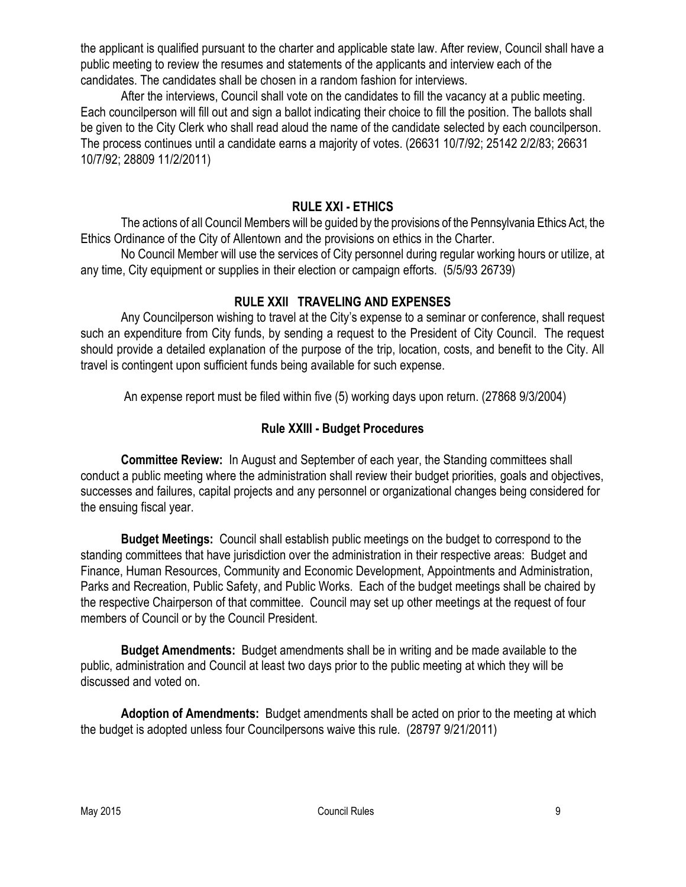the applicant is qualified pursuant to the charter and applicable state law. After review, Council shall have a public meeting to review the resumes and statements of the applicants and interview each of the candidates. The candidates shall be chosen in a random fashion for interviews.

After the interviews, Council shall vote on the candidates to fill the vacancy at a public meeting. Each councilperson will fill out and sign a ballot indicating their choice to fill the position. The ballots shall be given to the City Clerk who shall read aloud the name of the candidate selected by each councilperson. The process continues until a candidate earns a majority of votes. (26631 10/7/92; 25142 2/2/83; 26631 10/7/92; 28809 11/2/2011)

## RULE XXI - ETHICS

The actions of all Council Members will be guided by the provisions of the Pennsylvania Ethics Act, the Ethics Ordinance of the City of Allentown and the provisions on ethics in the Charter.

No Council Member will use the services of City personnel during regular working hours or utilize, at any time, City equipment or supplies in their election or campaign efforts. (5/5/93 26739)

## RULE XXII TRAVELING AND EXPENSES

Any Councilperson wishing to travel at the City's expense to a seminar or conference, shall request such an expenditure from City funds, by sending a request to the President of City Council. The request should provide a detailed explanation of the purpose of the trip, location, costs, and benefit to the City. All travel is contingent upon sufficient funds being available for such expense.

An expense report must be filed within five (5) working days upon return. (27868 9/3/2004)

## Rule XXIII - Budget Procedures

**Committee Review:** In August and September of each year, the Standing committees shall conduct a public meeting where the administration shall review their budget priorities, goals and objectives, successes and failures, capital projects and any personnel or organizational changes being considered for the ensuing fiscal year.

**Budget Meetings:** Council shall establish public meetings on the budget to correspond to the standing committees that have jurisdiction over the administration in their respective areas: Budget and Finance, Human Resources, Community and Economic Development, Appointments and Administration, Parks and Recreation, Public Safety, and Public Works. Each of the budget meetings shall be chaired by the respective Chairperson of that committee. Council may set up other meetings at the request of four members of Council or by the Council President.

**Budget Amendments:** Budget amendments shall be in writing and be made available to the public, administration and Council at least two days prior to the public meeting at which they will be discussed and voted on.

**Adoption of Amendments:** Budget amendments shall be acted on prior to the meeting at which the budget is adopted unless four Councilpersons waive this rule. (28797 9/21/2011)